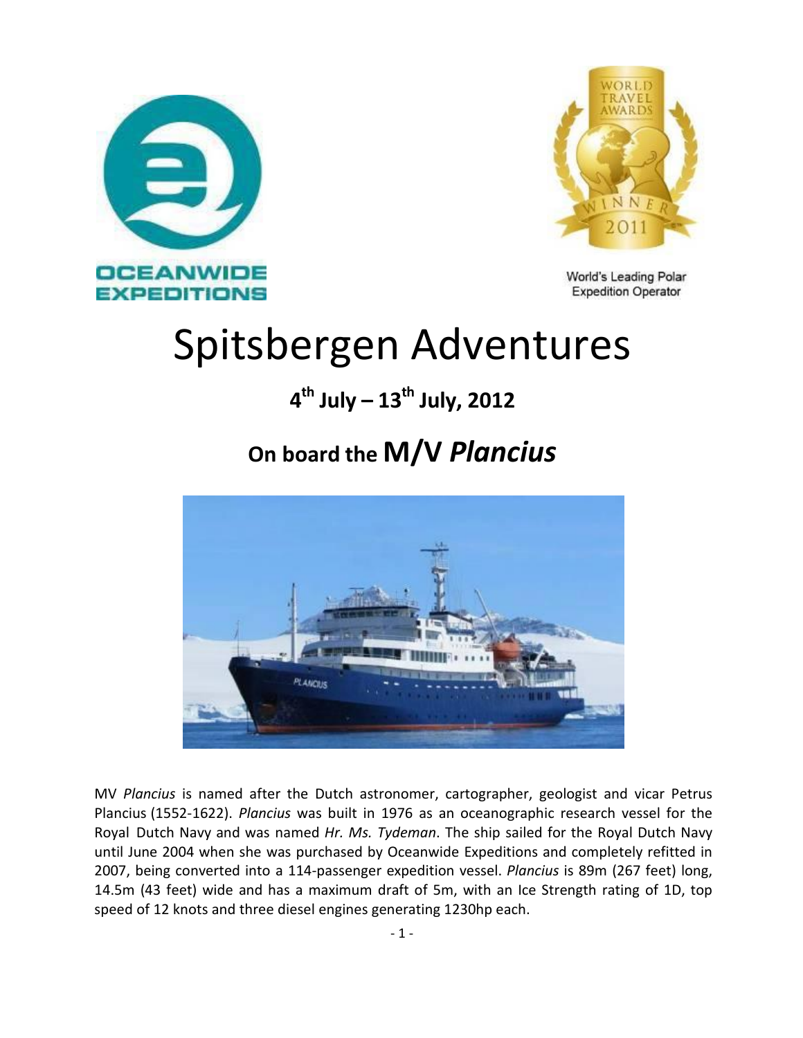OCEANWIDE EXPEDITIONS

WORLD TRAVEL AWARDS WINNER 2011

World's Leading Polar Expedition Operator

# Spitsbergen Adventures

## 4th July – 13th July, 2012

## On board the M/V *Plancius*

MV *Plancius* is named after the Dutch astronomer, cartographer, geologist and vicar Petrus Plancius (1552-1622). *Plancius* was built in 1976 as an oceanographic research vessel for the Royal Dutch Navy and was named *Hr. Ms. Tydeman*. The ship sailed for the Royal Dutch Navy until June 2004 when she was purchased by Oceanwide Expeditions and completely refitted in 2007, being converted into a 114-passenger expedition vessel. *Plancius* is 89m (267 feet) long, 14.5m (43 feet) wide and has a maximum draft of 5m, with an Ice Strength rating of 1D, top speed of 12 knots and three diesel engines generating 1230hp each.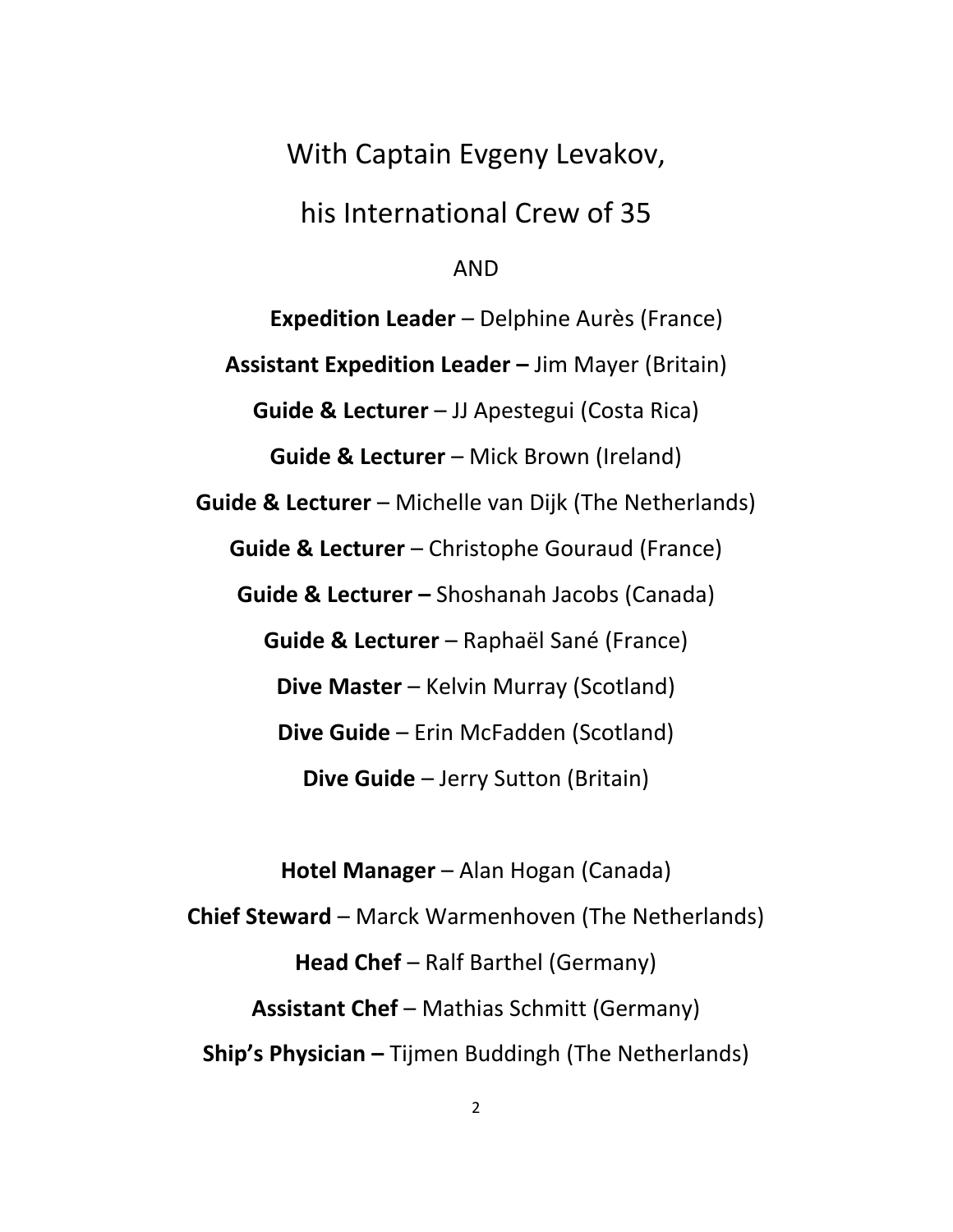With Captain Evgeny Levakov,

his International Crew of 35

AND

**Expedition Leader** – Delphine Aurès (France)

**Assistant Expedition Leader –** Jim Mayer (Britain)

**Guide & Lecturer** – JJ Apestegui (Costa Rica)

**Guide & Lecturer** – Mick Brown (Ireland)

**Guide & Lecturer** – Michelle van Dijk (The Netherlands)

**Guide & Lecturer** – Christophe Gouraud (France)

**Guide & Lecturer –** Shoshanah Jacobs (Canada)

**Guide & Lecturer** – Raphaël Sané (France)

**Dive Master** – Kelvin Murray (Scotland)

**Dive Guide** – Erin McFadden (Scotland)

**Dive Guide** – Jerry Sutton (Britain)

**Hotel Manager** – Alan Hogan (Canada)

**Chief Steward** – Marck Warmenhoven (The Netherlands)

**Head Chef** – Ralf Barthel (Germany)

**Assistant Chef** – Mathias Schmitt (Germany)

**Ship's Physician –** Tijmen Buddingh (The Netherlands)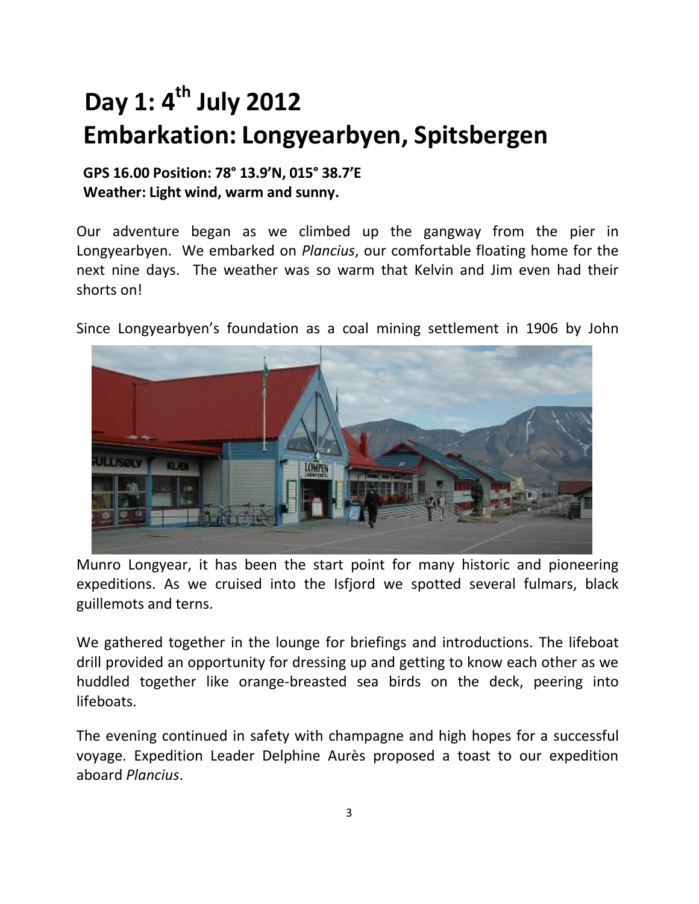# Day 1: 4th July 2012
# Embarkation: Longyearbyen, Spitsbergen

**GPS 16.00 Position: 78° 13.9'N, 015° 38.7'E**
**Weather: Light wind, warm and sunny.**

Our adventure began as we climbed up the gangway from the pier in Longyearbyen. We embarked on *Plancius*, our comfortable floating home for the next nine days. The weather was so warm that Kelvin and Jim even had their shorts on!

Since Longyearbyen's foundation as a coal mining settlement in 1906 by John Munro Longyear, it has been the start point for many historic and pioneering expeditions. As we cruised into the Isfjord we spotted several fulmars, black guillemots and terns.

We gathered together in the lounge for briefings and introductions. The lifeboat drill provided an opportunity for dressing up and getting to know each other as we huddled together like orange-breasted sea birds on the deck, peering into lifeboats.

The evening continued in safety with champagne and high hopes for a successful voyage. Expedition Leader Delphine Aurès proposed a toast to our expedition aboard *Plancius*.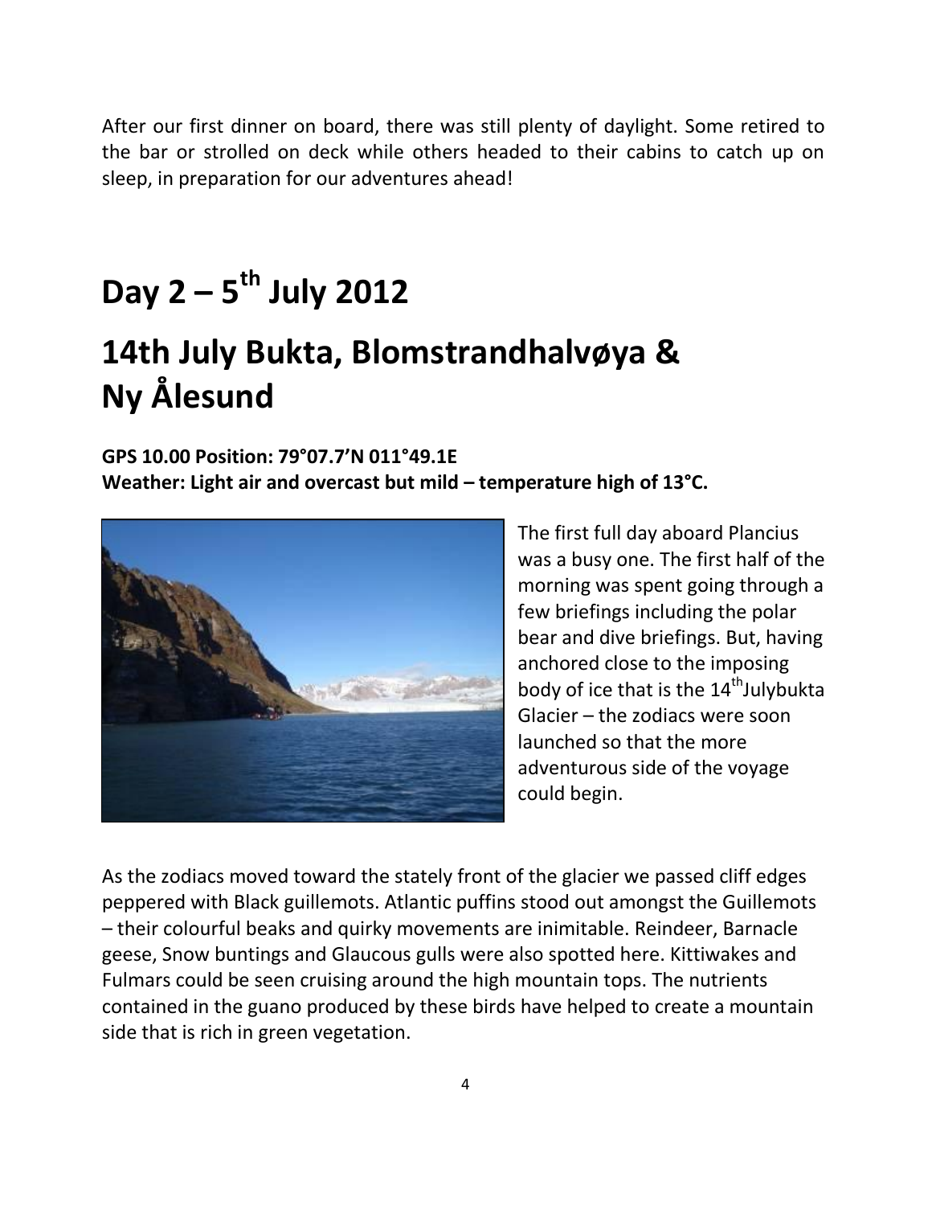After our first dinner on board, there was still plenty of daylight. Some retired to the bar or strolled on deck while others headed to their cabins to catch up on sleep, in preparation for our adventures ahead!

# Day 2 – 5th July 2012

# 14th July Bukta, Blomstrandhalvøya & Ny Ålesund

**GPS 10.00 Position: 79°07.7’N 011°49.1E**
**Weather: Light air and overcast but mild – temperature high of 13°C.**

The first full day aboard Plancius was a busy one. The first half of the morning was spent going through a few briefings including the polar bear and dive briefings. But, having anchored close to the imposing body of ice that is the 14th Julybukta Glacier – the zodiacs were soon launched so that the more adventurous side of the voyage could begin.

As the zodiacs moved toward the stately front of the glacier we passed cliff edges peppered with Black guillemots. Atlantic puffins stood out amongst the Guillemots – their colourful beaks and quirky movements are inimitable. Reindeer, Barnacle geese, Snow buntings and Glaucous gulls were also spotted here. Kittiwakes and Fulmars could be seen cruising around the high mountain tops. The nutrients contained in the guano produced by these birds have helped to create a mountain side that is rich in green vegetation.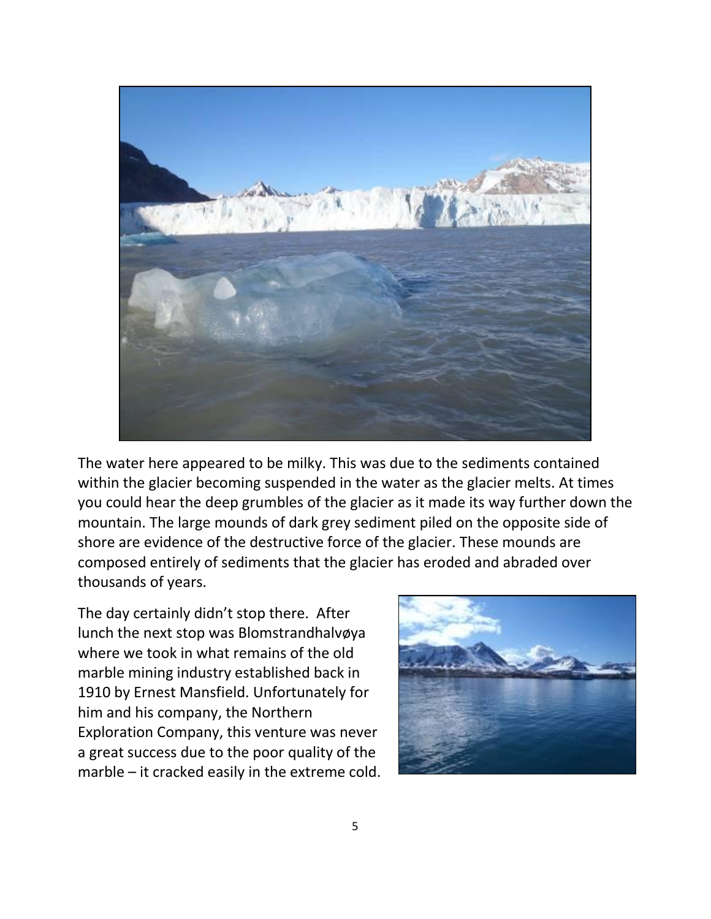The water here appeared to be milky. This was due to the sediments contained within the glacier becoming suspended in the water as the glacier melts. At times you could hear the deep grumbles of the glacier as it made its way further down the mountain. The large mounds of dark grey sediment piled on the opposite side of shore are evidence of the destructive force of the glacier. These mounds are composed entirely of sediments that the glacier has eroded and abraded over thousands of years.

The day certainly didn't stop there. After lunch the next stop was Blomstrandhalvøya where we took in what remains of the old marble mining industry established back in 1910 by Ernest Mansfield. Unfortunately for him and his company, the Northern Exploration Company, this venture was never a great success due to the poor quality of the marble – it cracked easily in the extreme cold.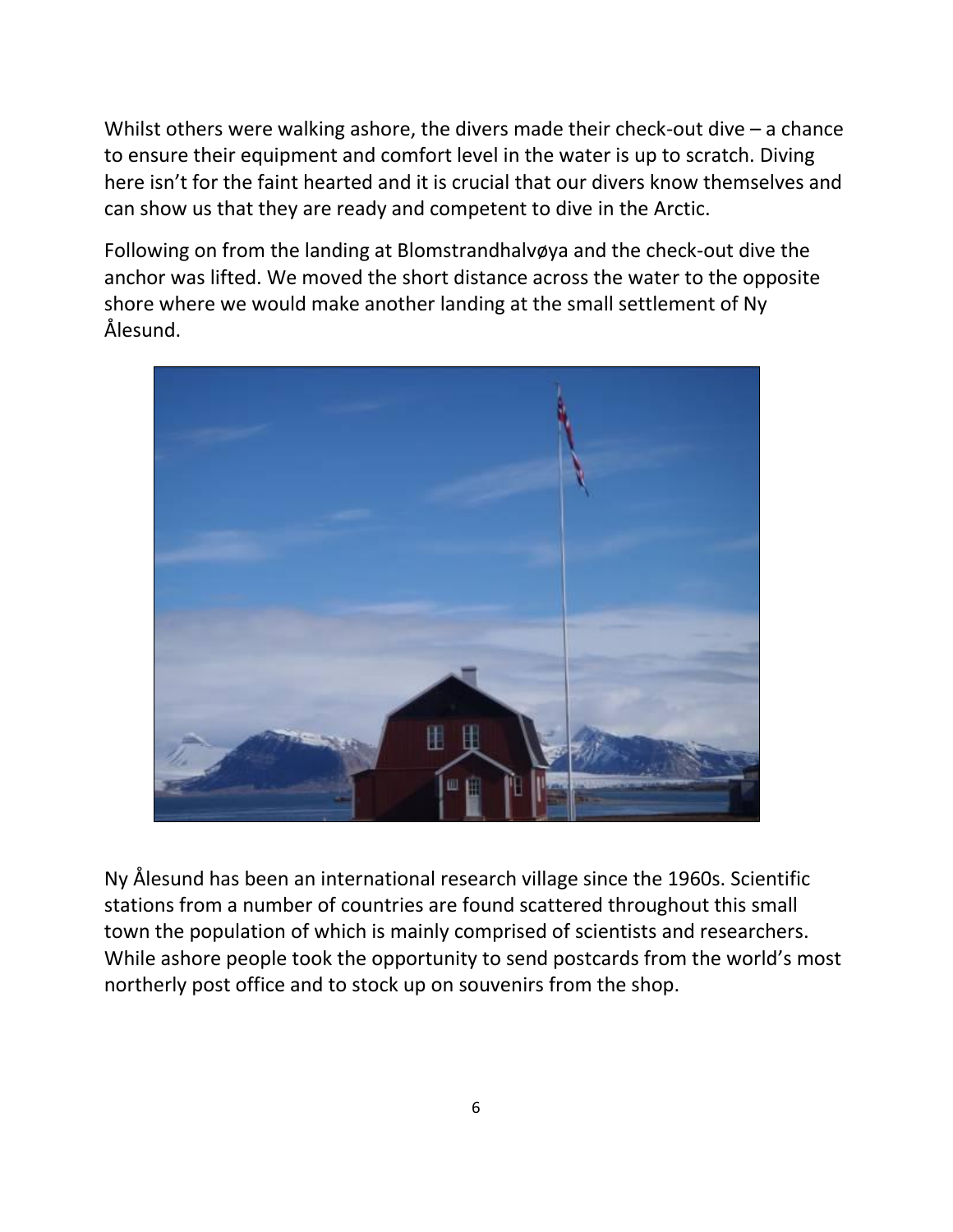Whilst others were walking ashore, the divers made their check-out dive – a chance to ensure their equipment and comfort level in the water is up to scratch. Diving here isn't for the faint hearted and it is crucial that our divers know themselves and can show us that they are ready and competent to dive in the Arctic.

Following on from the landing at Blomstrandhalvøya and the check-out dive the anchor was lifted. We moved the short distance across the water to the opposite shore where we would make another landing at the small settlement of Ny Ålesund.

Ny Ålesund has been an international research village since the 1960s. Scientific stations from a number of countries are found scattered throughout this small town the population of which is mainly comprised of scientists and researchers. While ashore people took the opportunity to send postcards from the world's most northerly post office and to stock up on souvenirs from the shop.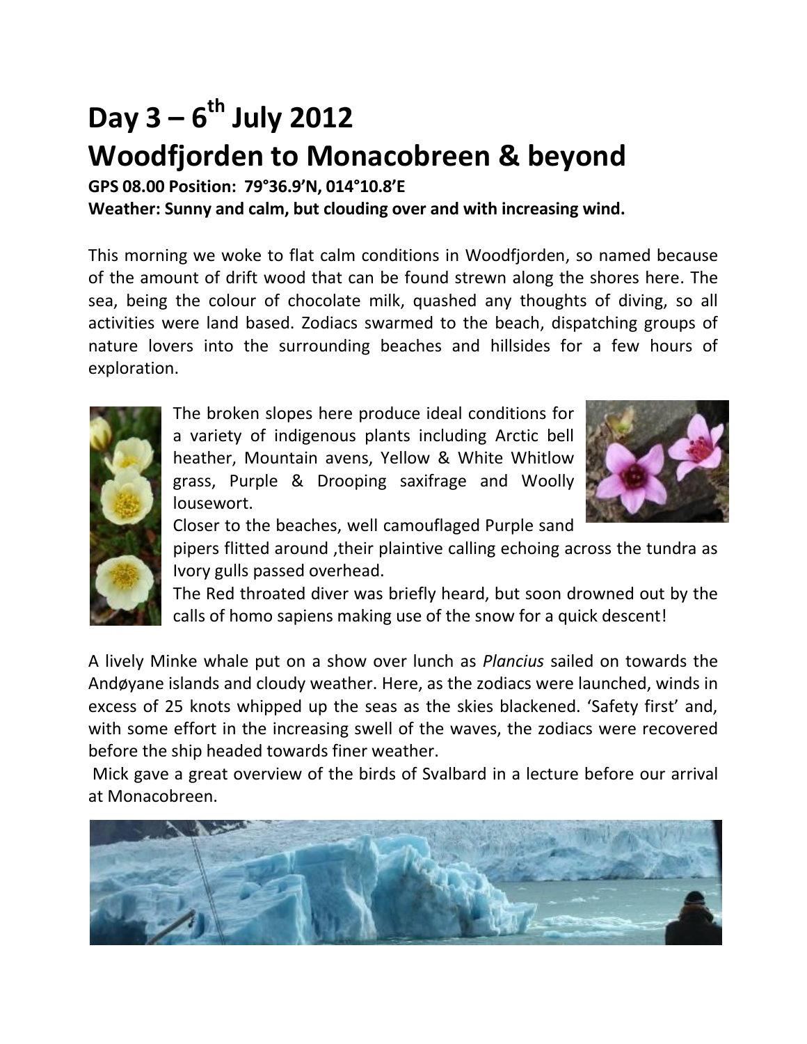# Day 3 – 6th July 2012

# Woodfjorden to Monacobreen & beyond

**GPS 08.00 Position: 79°36.9'N, 014°10.8'E**

**Weather: Sunny and calm, but clouding over and with increasing wind.**

This morning we woke to flat calm conditions in Woodfjorden, so named because of the amount of drift wood that can be found strewn along the shores here. The sea, being the colour of chocolate milk, quashed any thoughts of diving, so all activities were land based. Zodiacs swarmed to the beach, dispatching groups of nature lovers into the surrounding beaches and hillsides for a few hours of exploration.

The broken slopes here produce ideal conditions for a variety of indigenous plants including Arctic bell heather, Mountain avens, Yellow & White Whitlow grass, Purple & Drooping saxifrage and Woolly lousewort.

Closer to the beaches, well camouflaged Purple sand pipers flitted around ,their plaintive calling echoing across the tundra as Ivory gulls passed overhead.

The Red throated diver was briefly heard, but soon drowned out by the calls of homo sapiens making use of the snow for a quick descent!

A lively Minke whale put on a show over lunch as *Plancius* sailed on towards the Andøyane islands and cloudy weather. Here, as the zodiacs were launched, winds in excess of 25 knots whipped up the seas as the skies blackened. 'Safety first' and, with some effort in the increasing swell of the waves, the zodiacs were recovered before the ship headed towards finer weather.

Mick gave a great overview of the birds of Svalbard in a lecture before our arrival at Monacobreen.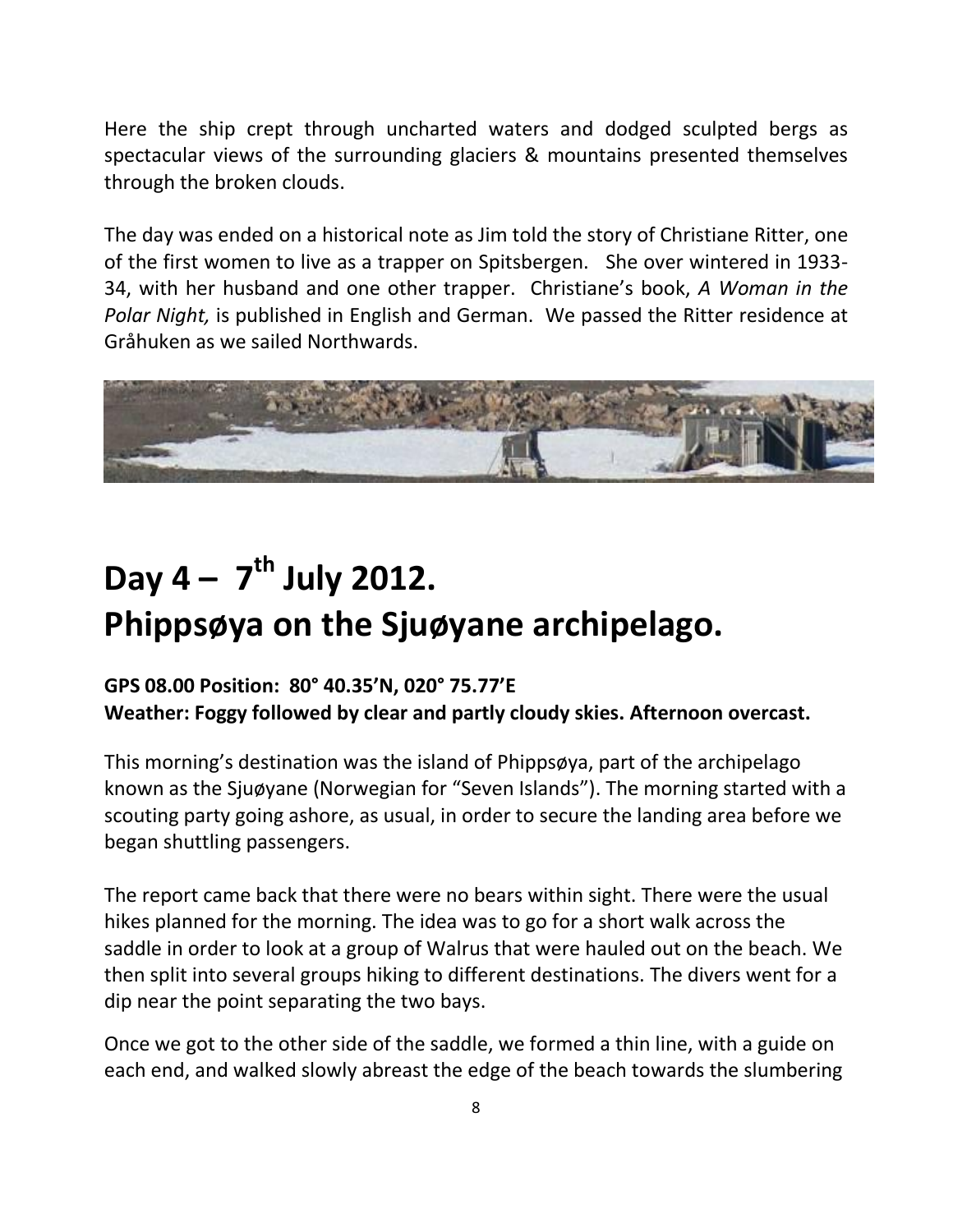Here the ship crept through uncharted waters and dodged sculpted bergs as spectacular views of the surrounding glaciers & mountains presented themselves through the broken clouds.

The day was ended on a historical note as Jim told the story of Christiane Ritter, one of the first women to live as a trapper on Spitsbergen. She over wintered in 1933-34, with her husband and one other trapper. Christiane's book, *A Woman in the Polar Night,* is published in English and German. We passed the Ritter residence at Gråhuken as we sailed Northwards.

# Day 4 – 7th July 2012. Phippsøya on the Sjuøyane archipelago.

**GPS 08.00 Position: 80° 40.35'N, 020° 75.77'E**
**Weather: Foggy followed by clear and partly cloudy skies. Afternoon overcast.**

This morning's destination was the island of Phippsøya, part of the archipelago known as the Sjuøyane (Norwegian for "Seven Islands"). The morning started with a scouting party going ashore, as usual, in order to secure the landing area before we began shuttling passengers.

The report came back that there were no bears within sight. There were the usual hikes planned for the morning. The idea was to go for a short walk across the saddle in order to look at a group of Walrus that were hauled out on the beach. We then split into several groups hiking to different destinations. The divers went for a dip near the point separating the two bays.

Once we got to the other side of the saddle, we formed a thin line, with a guide on each end, and walked slowly abreast the edge of the beach towards the slumbering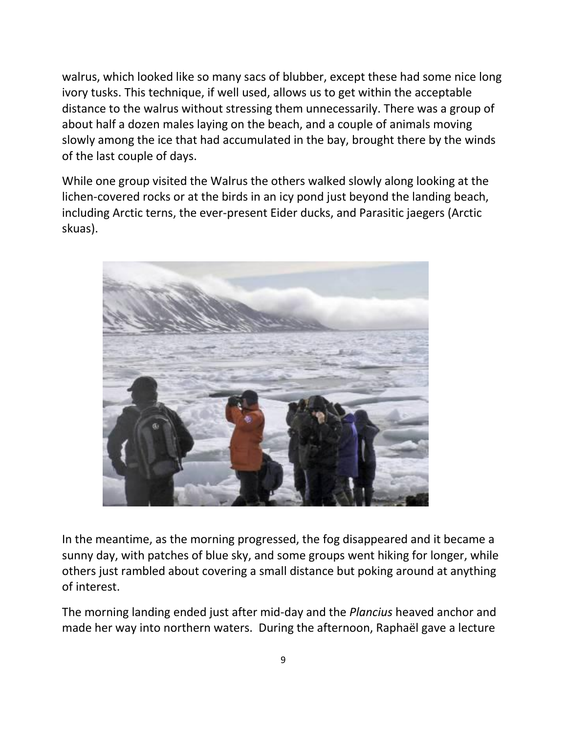walrus, which looked like so many sacs of blubber, except these had some nice long ivory tusks. This technique, if well used, allows us to get within the acceptable distance to the walrus without stressing them unnecessarily. There was a group of about half a dozen males laying on the beach, and a couple of animals moving slowly among the ice that had accumulated in the bay, brought there by the winds of the last couple of days.

While one group visited the Walrus the others walked slowly along looking at the lichen-covered rocks or at the birds in an icy pond just beyond the landing beach, including Arctic terns, the ever-present Eider ducks, and Parasitic jaegers (Arctic skuas).

In the meantime, as the morning progressed, the fog disappeared and it became a sunny day, with patches of blue sky, and some groups went hiking for longer, while others just rambled about covering a small distance but poking around at anything of interest.

The morning landing ended just after mid-day and the *Plancius* heaved anchor and made her way into northern waters. During the afternoon, Raphaël gave a lecture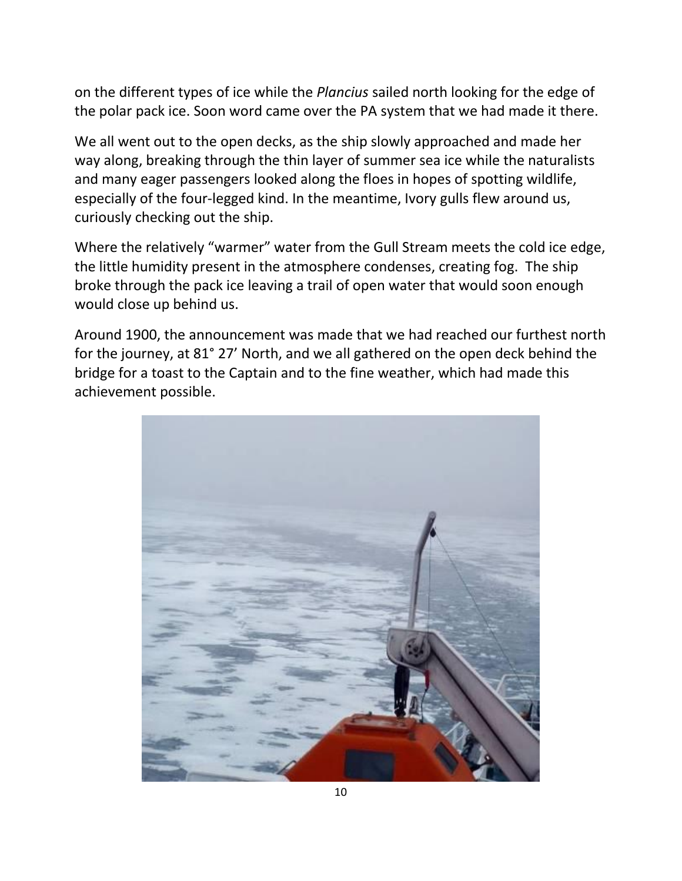on the different types of ice while the *Plancius* sailed north looking for the edge of the polar pack ice. Soon word came over the PA system that we had made it there.

We all went out to the open decks, as the ship slowly approached and made her way along, breaking through the thin layer of summer sea ice while the naturalists and many eager passengers looked along the floes in hopes of spotting wildlife, especially of the four-legged kind. In the meantime, Ivory gulls flew around us, curiously checking out the ship.

Where the relatively "warmer" water from the Gull Stream meets the cold ice edge, the little humidity present in the atmosphere condenses, creating fog. The ship broke through the pack ice leaving a trail of open water that would soon enough would close up behind us.

Around 1900, the announcement was made that we had reached our furthest north for the journey, at 81° 27' North, and we all gathered on the open deck behind the bridge for a toast to the Captain and to the fine weather, which had made this achievement possible.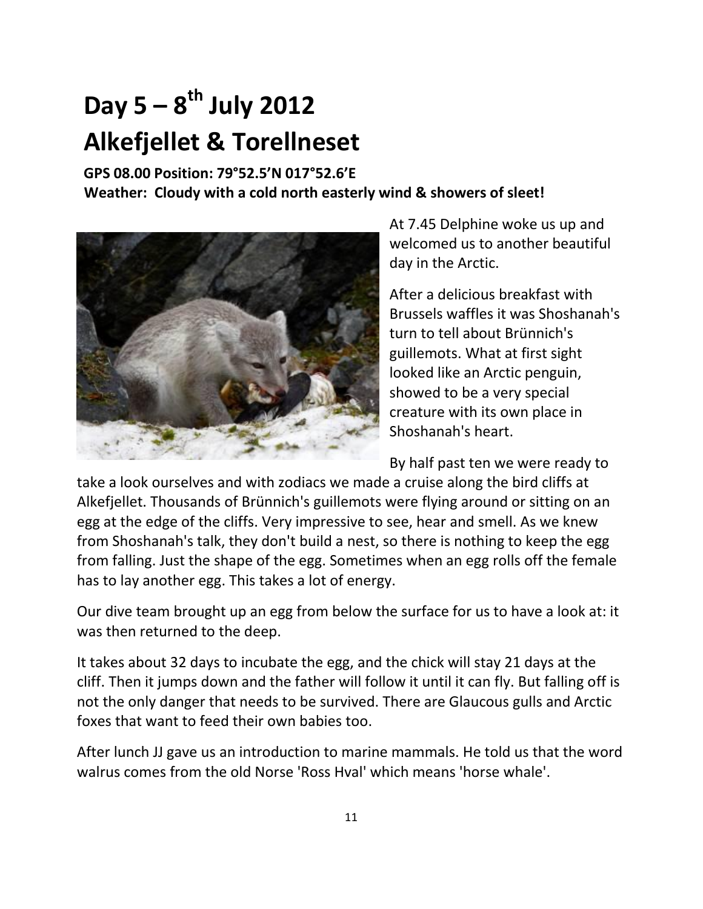# Day 5 – 8th July 2012
# Alkefjellet & Torellneset

**GPS 08.00 Position: 79°52.5'N 017°52.6'E**
**Weather: Cloudy with a cold north easterly wind & showers of sleet!**

At 7.45 Delphine woke us up and welcomed us to another beautiful day in the Arctic.

After a delicious breakfast with Brussels waffles it was Shoshanah's turn to tell about Brünnich's guillemots. What at first sight looked like an Arctic penguin, showed to be a very special creature with its own place in Shoshanah's heart.

By half past ten we were ready to take a look ourselves and with zodiacs we made a cruise along the bird cliffs at Alkefjellet. Thousands of Brünnich's guillemots were flying around or sitting on an egg at the edge of the cliffs. Very impressive to see, hear and smell. As we knew from Shoshanah's talk, they don't build a nest, so there is nothing to keep the egg from falling. Just the shape of the egg. Sometimes when an egg rolls off the female has to lay another egg. This takes a lot of energy.

Our dive team brought up an egg from below the surface for us to have a look at: it was then returned to the deep.

It takes about 32 days to incubate the egg, and the chick will stay 21 days at the cliff. Then it jumps down and the father will follow it until it can fly. But falling off is not the only danger that needs to be survived. There are Glaucous gulls and Arctic foxes that want to feed their own babies too.

After lunch JJ gave us an introduction to marine mammals. He told us that the word walrus comes from the old Norse 'Ross Hval' which means 'horse whale'.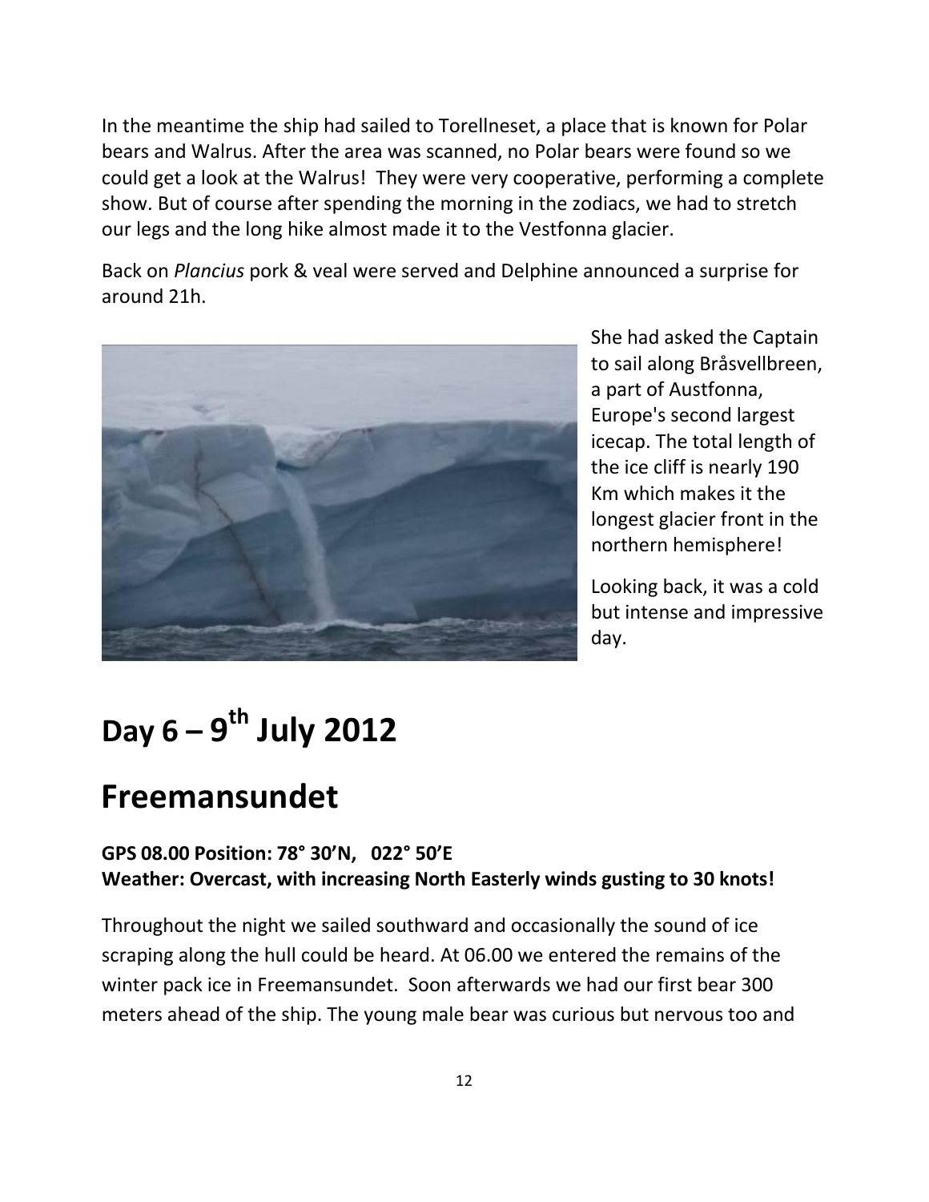In the meantime the ship had sailed to Torellneset, a place that is known for Polar bears and Walrus. After the area was scanned, no Polar bears were found so we could get a look at the Walrus! They were very cooperative, performing a complete show. But of course after spending the morning in the zodiacs, we had to stretch our legs and the long hike almost made it to the Vestfonna glacier.

Back on *Plancius* pork & veal were served and Delphine announced a surprise for around 21h.

She had asked the Captain to sail along Bråsvellbreen, a part of Austfonna, Europe's second largest icecap. The total length of the ice cliff is nearly 190 Km which makes it the longest glacier front in the northern hemisphere!

Looking back, it was a cold but intense and impressive day.

# Day 6 – 9th July 2012

# Freemansundet

**GPS 08.00 Position: 78° 30'N, 022° 50'E**
**Weather: Overcast, with increasing North Easterly winds gusting to 30 knots!**

Throughout the night we sailed southward and occasionally the sound of ice scraping along the hull could be heard. At 06.00 we entered the remains of the winter pack ice in Freemansundet. Soon afterwards we had our first bear 300 meters ahead of the ship. The young male bear was curious but nervous too and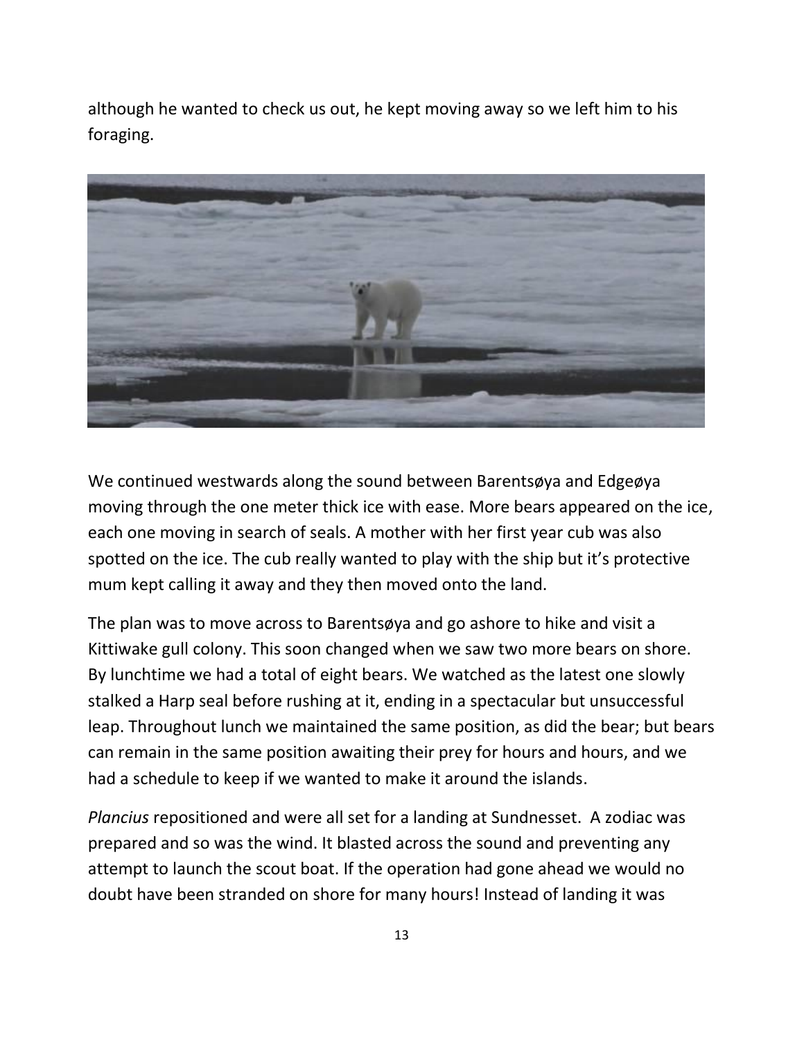although he wanted to check us out, he kept moving away so we left him to his foraging.

We continued westwards along the sound between Barentsøya and Edgeøya moving through the one meter thick ice with ease. More bears appeared on the ice, each one moving in search of seals. A mother with her first year cub was also spotted on the ice. The cub really wanted to play with the ship but it's protective mum kept calling it away and they then moved onto the land.

The plan was to move across to Barentsøya and go ashore to hike and visit a Kittiwake gull colony. This soon changed when we saw two more bears on shore. By lunchtime we had a total of eight bears. We watched as the latest one slowly stalked a Harp seal before rushing at it, ending in a spectacular but unsuccessful leap. Throughout lunch we maintained the same position, as did the bear; but bears can remain in the same position awaiting their prey for hours and hours, and we had a schedule to keep if we wanted to make it around the islands.

*Plancius* repositioned and were all set for a landing at Sundnesset. A zodiac was prepared and so was the wind. It blasted across the sound and preventing any attempt to launch the scout boat. If the operation had gone ahead we would no doubt have been stranded on shore for many hours! Instead of landing it was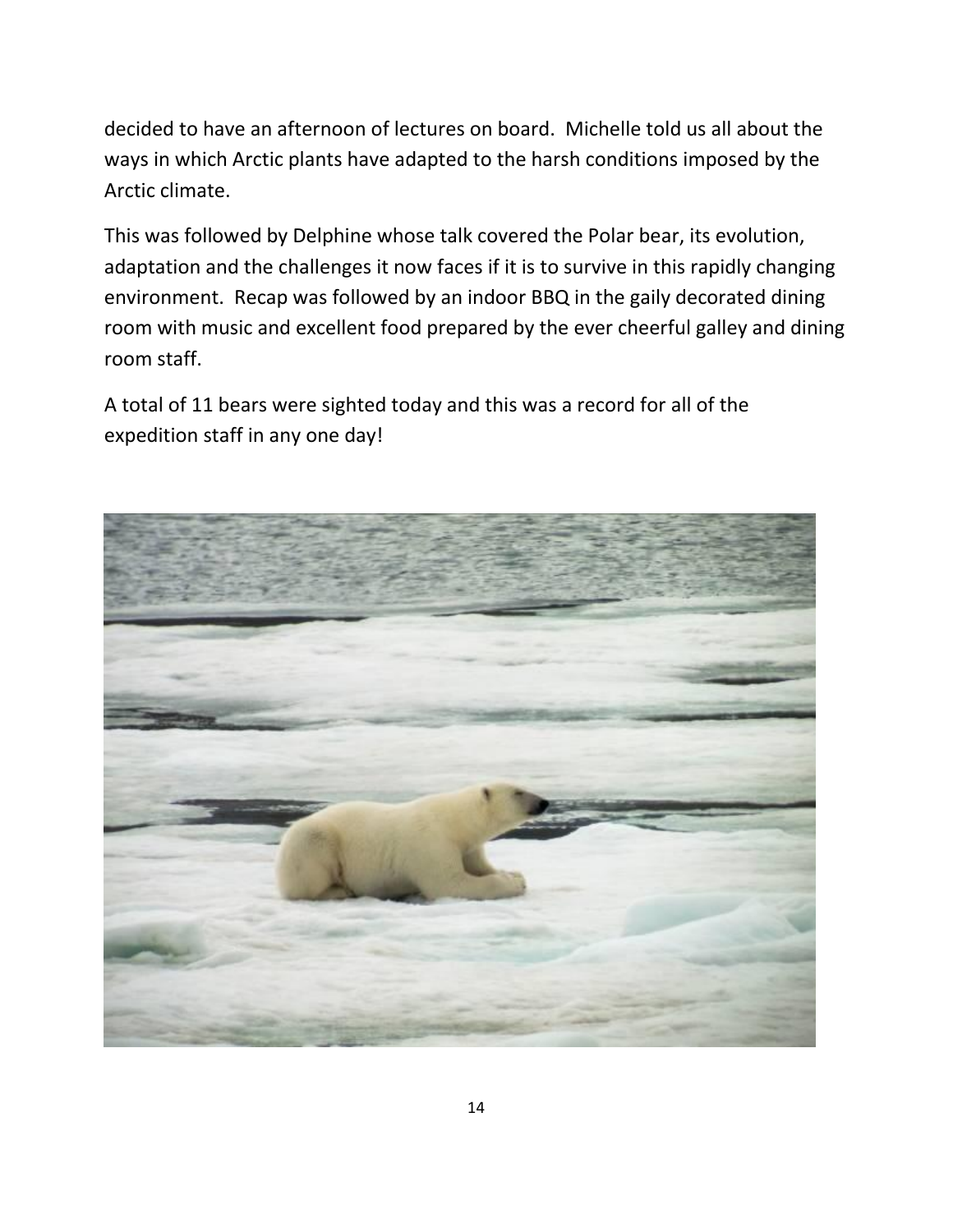decided to have an afternoon of lectures on board. Michelle told us all about the ways in which Arctic plants have adapted to the harsh conditions imposed by the Arctic climate.

This was followed by Delphine whose talk covered the Polar bear, its evolution, adaptation and the challenges it now faces if it is to survive in this rapidly changing environment. Recap was followed by an indoor BBQ in the gaily decorated dining room with music and excellent food prepared by the ever cheerful galley and dining room staff.

A total of 11 bears were sighted today and this was a record for all of the expedition staff in any one day!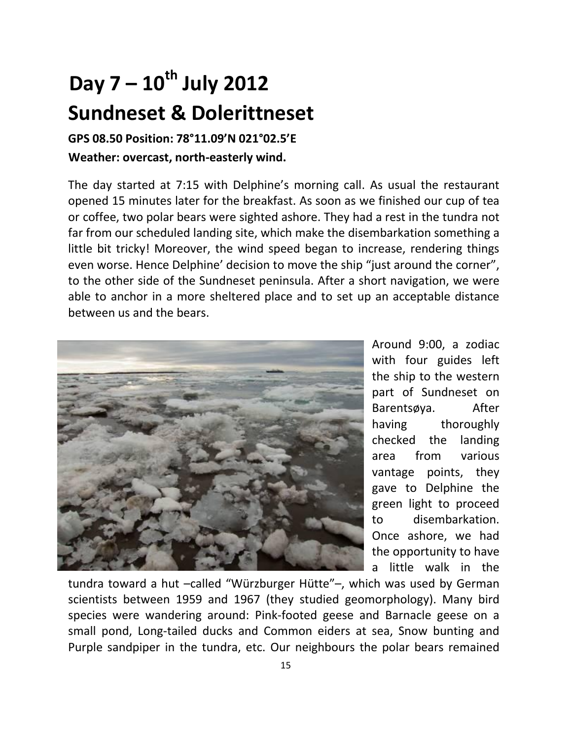# Day 7 – 10th July 2012

# Sundneset & Dolerittneset

**GPS 08.50 Position: 78°11.09'N 021°02.5'E**

**Weather: overcast, north-easterly wind.**

The day started at 7:15 with Delphine's morning call. As usual the restaurant opened 15 minutes later for the breakfast. As soon as we finished our cup of tea or coffee, two polar bears were sighted ashore. They had a rest in the tundra not far from our scheduled landing site, which make the disembarkation something a little bit tricky! Moreover, the wind speed began to increase, rendering things even worse. Hence Delphine' decision to move the ship "just around the corner", to the other side of the Sundneset peninsula. After a short navigation, we were able to anchor in a more sheltered place and to set up an acceptable distance between us and the bears.

Around 9:00, a zodiac with four guides left the ship to the western part of Sundneset on Barentsøya. After having thoroughly checked the landing area from various vantage points, they gave to Delphine the green light to proceed to disembarkation. Once ashore, we had the opportunity to have a little walk in the tundra toward a hut –called "Würzburger Hütte"–, which was used by German scientists between 1959 and 1967 (they studied geomorphology). Many bird species were wandering around: Pink-footed geese and Barnacle geese on a small pond, Long-tailed ducks and Common eiders at sea, Snow bunting and Purple sandpiper in the tundra, etc. Our neighbours the polar bears remained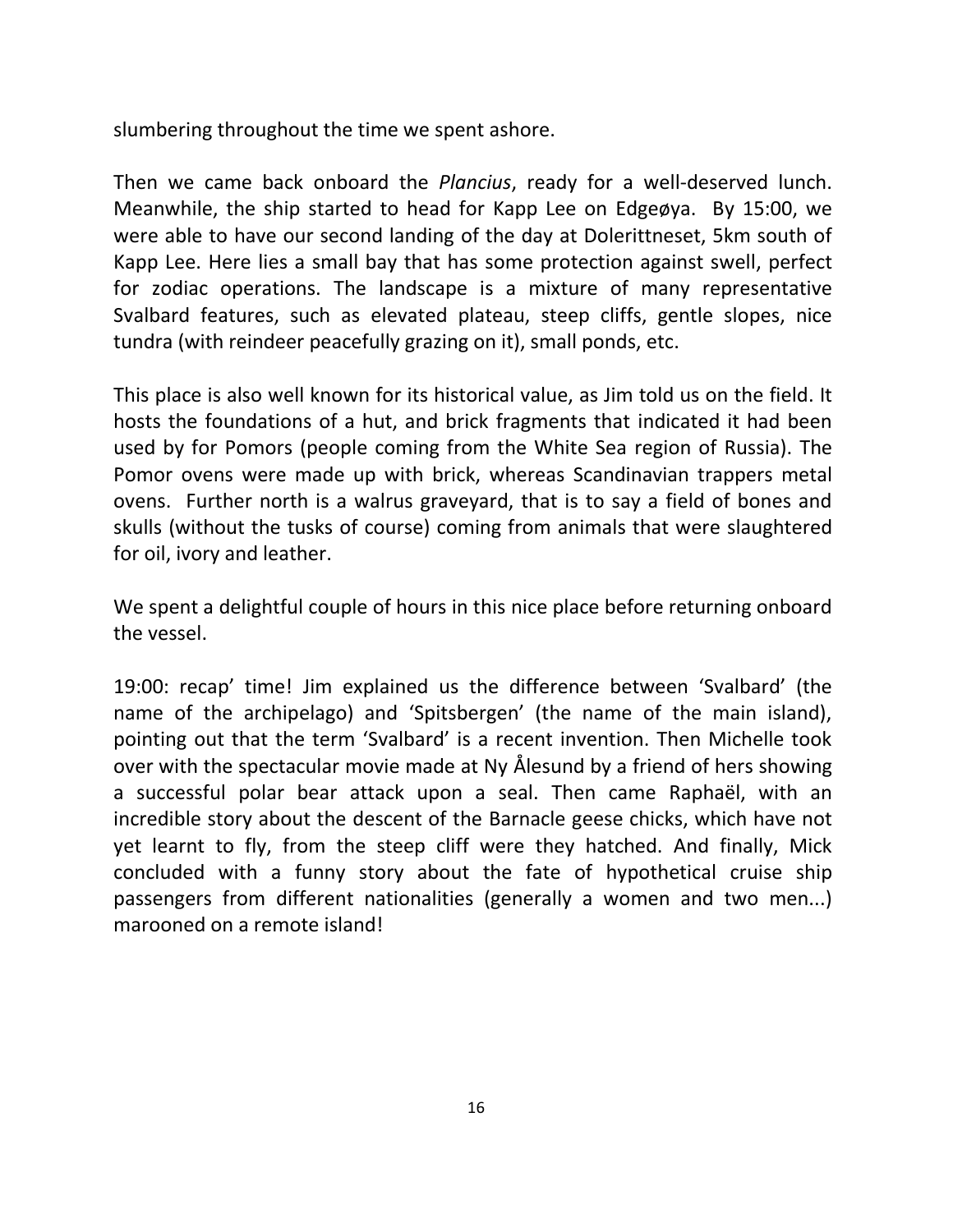slumbering throughout the time we spent ashore.

Then we came back onboard the *Plancius*, ready for a well-deserved lunch. Meanwhile, the ship started to head for Kapp Lee on Edgeøya. By 15:00, we were able to have our second landing of the day at Dolerittneset, 5km south of Kapp Lee. Here lies a small bay that has some protection against swell, perfect for zodiac operations. The landscape is a mixture of many representative Svalbard features, such as elevated plateau, steep cliffs, gentle slopes, nice tundra (with reindeer peacefully grazing on it), small ponds, etc.

This place is also well known for its historical value, as Jim told us on the field. It hosts the foundations of a hut, and brick fragments that indicated it had been used by for Pomors (people coming from the White Sea region of Russia). The Pomor ovens were made up with brick, whereas Scandinavian trappers metal ovens. Further north is a walrus graveyard, that is to say a field of bones and skulls (without the tusks of course) coming from animals that were slaughtered for oil, ivory and leather.

We spent a delightful couple of hours in this nice place before returning onboard the vessel.

19:00: recap' time! Jim explained us the difference between 'Svalbard' (the name of the archipelago) and 'Spitsbergen' (the name of the main island), pointing out that the term 'Svalbard' is a recent invention. Then Michelle took over with the spectacular movie made at Ny Ålesund by a friend of hers showing a successful polar bear attack upon a seal. Then came Raphaël, with an incredible story about the descent of the Barnacle geese chicks, which have not yet learnt to fly, from the steep cliff were they hatched. And finally, Mick concluded with a funny story about the fate of hypothetical cruise ship passengers from different nationalities (generally a women and two men...) marooned on a remote island!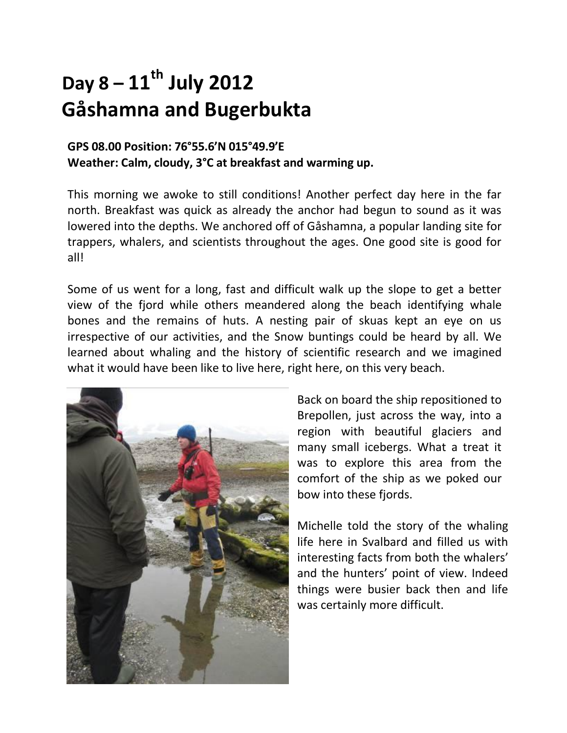# Day 8 – 11th July 2012
# Gåshamna and Bugerbukta

**GPS 08.00 Position: 76°55.6'N 015°49.9'E**
**Weather: Calm, cloudy, 3°C at breakfast and warming up.**

This morning we awoke to still conditions! Another perfect day here in the far north. Breakfast was quick as already the anchor had begun to sound as it was lowered into the depths. We anchored off of Gåshamna, a popular landing site for trappers, whalers, and scientists throughout the ages. One good site is good for all!

Some of us went for a long, fast and difficult walk up the slope to get a better view of the fjord while others meandered along the beach identifying whale bones and the remains of huts. A nesting pair of skuas kept an eye on us irrespective of our activities, and the Snow buntings could be heard by all. We learned about whaling and the history of scientific research and we imagined what it would have been like to live here, right here, on this very beach.

Back on board the ship repositioned to Brepollen, just across the way, into a region with beautiful glaciers and many small icebergs. What a treat it was to explore this area from the comfort of the ship as we poked our bow into these fjords.

Michelle told the story of the whaling life here in Svalbard and filled us with interesting facts from both the whalers' and the hunters' point of view. Indeed things were busier back then and life was certainly more difficult.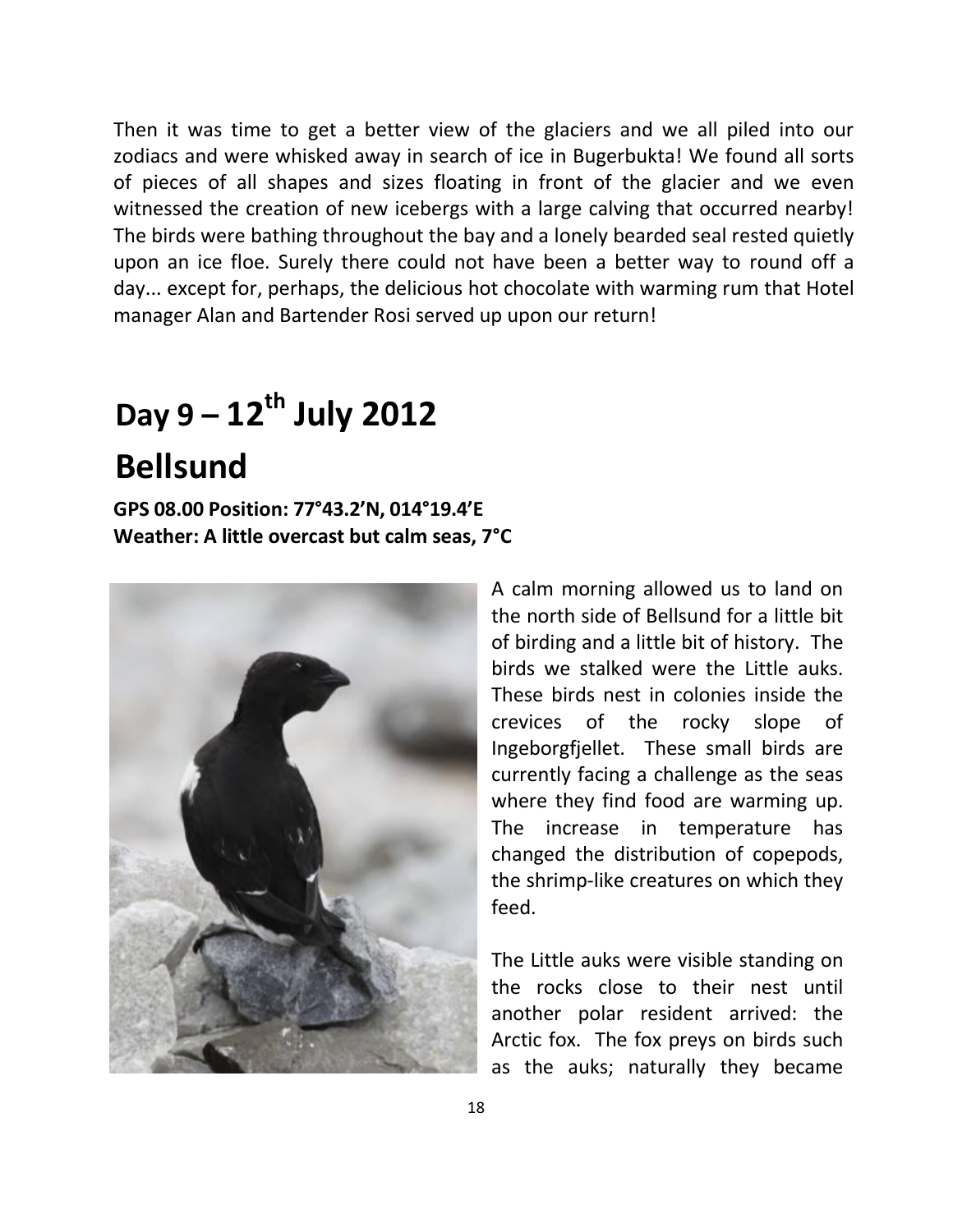Then it was time to get a better view of the glaciers and we all piled into our zodiacs and were whisked away in search of ice in Bugerbukta! We found all sorts of pieces of all shapes and sizes floating in front of the glacier and we even witnessed the creation of new icebergs with a large calving that occurred nearby! The birds were bathing throughout the bay and a lonely bearded seal rested quietly upon an ice floe. Surely there could not have been a better way to round off a day... except for, perhaps, the delicious hot chocolate with warming rum that Hotel manager Alan and Bartender Rosi served up upon our return!

# Day 9 – 12th July 2012

# Bellsund

**GPS 08.00 Position: 77°43.2'N, 014°19.4'E**
**Weather: A little overcast but calm seas, 7°C**

A calm morning allowed us to land on the north side of Bellsund for a little bit of birding and a little bit of history. The birds we stalked were the Little auks. These birds nest in colonies inside the crevices of the rocky slope of Ingeborgfjellet. These small birds are currently facing a challenge as the seas where they find food are warming up. The increase in temperature has changed the distribution of copepods, the shrimp-like creatures on which they feed.

The Little auks were visible standing on the rocks close to their nest until another polar resident arrived: the Arctic fox. The fox preys on birds such as the auks; naturally they became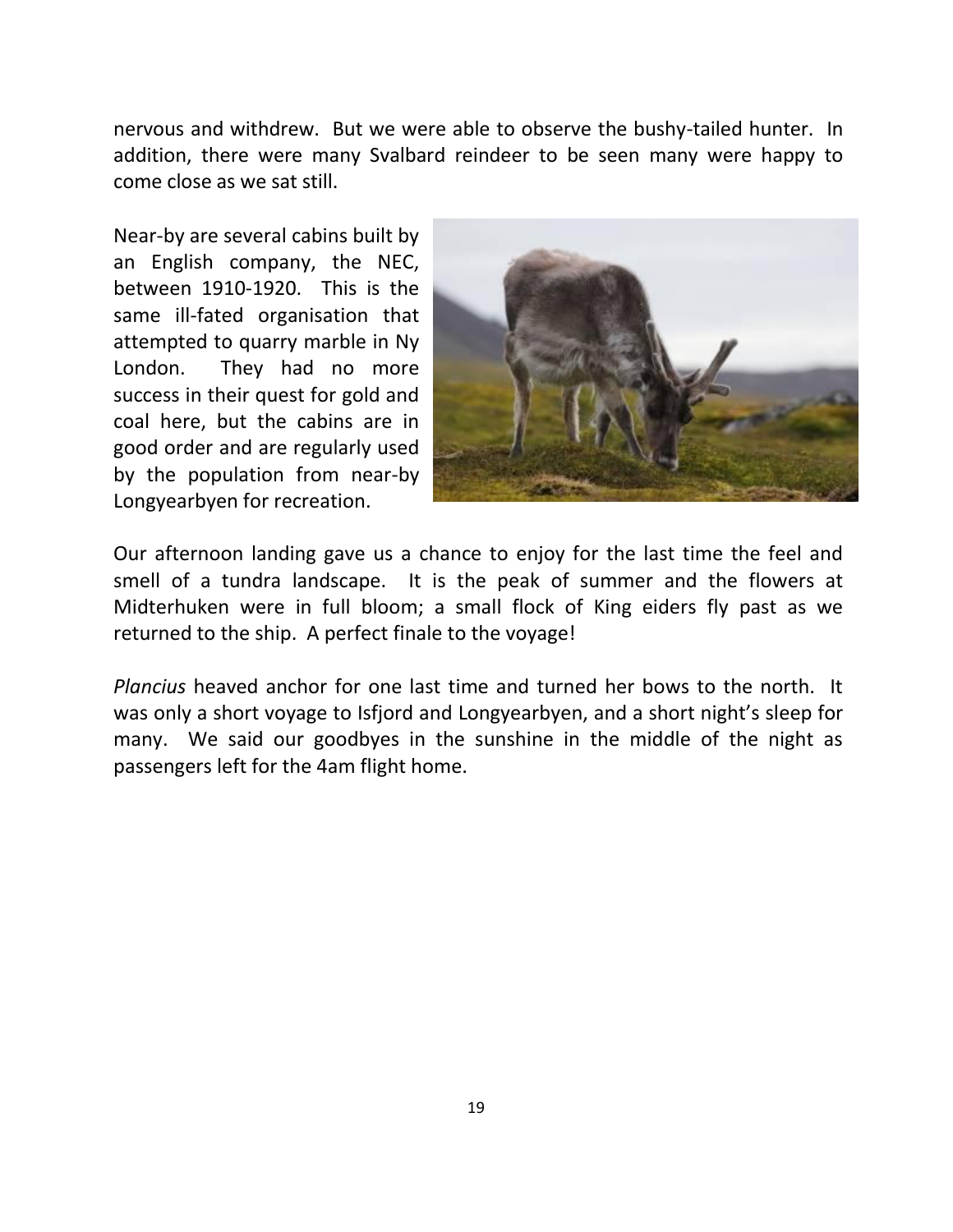nervous and withdrew. But we were able to observe the bushy-tailed hunter. In addition, there were many Svalbard reindeer to be seen many were happy to come close as we sat still.

Near-by are several cabins built by an English company, the NEC, between 1910-1920. This is the same ill-fated organisation that attempted to quarry marble in Ny London. They had no more success in their quest for gold and coal here, but the cabins are in good order and are regularly used by the population from near-by Longyearbyen for recreation.

Our afternoon landing gave us a chance to enjoy for the last time the feel and smell of a tundra landscape. It is the peak of summer and the flowers at Midterhuken were in full bloom; a small flock of King eiders fly past as we returned to the ship. A perfect finale to the voyage!

*Plancius* heaved anchor for one last time and turned her bows to the north. It was only a short voyage to Isfjord and Longyearbyen, and a short night's sleep for many. We said our goodbyes in the sunshine in the middle of the night as passengers left for the 4am flight home.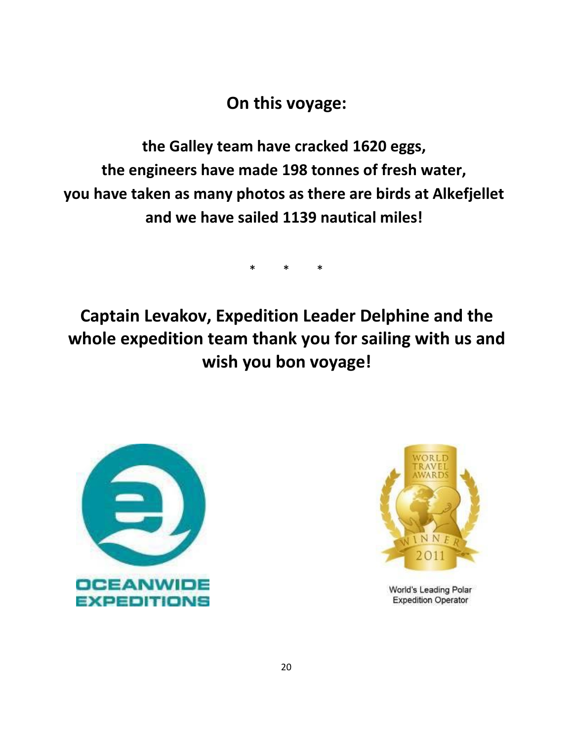## On this voyage:

**the Galley team have cracked 1620 eggs,**
**the engineers have made 198 tonnes of fresh water,**
**you have taken as many photos as there are birds at Alkefjellet**
**and we have sailed 1139 nautical miles!**

\* \* \*

## Captain Levakov, Expedition Leader Delphine and the whole expedition team thank you for sailing with us and wish you bon voyage!

OCEANWIDE EXPEDITIONS

WORLD TRAVEL AWARDS WINNER 2011

World's Leading Polar Expedition Operator